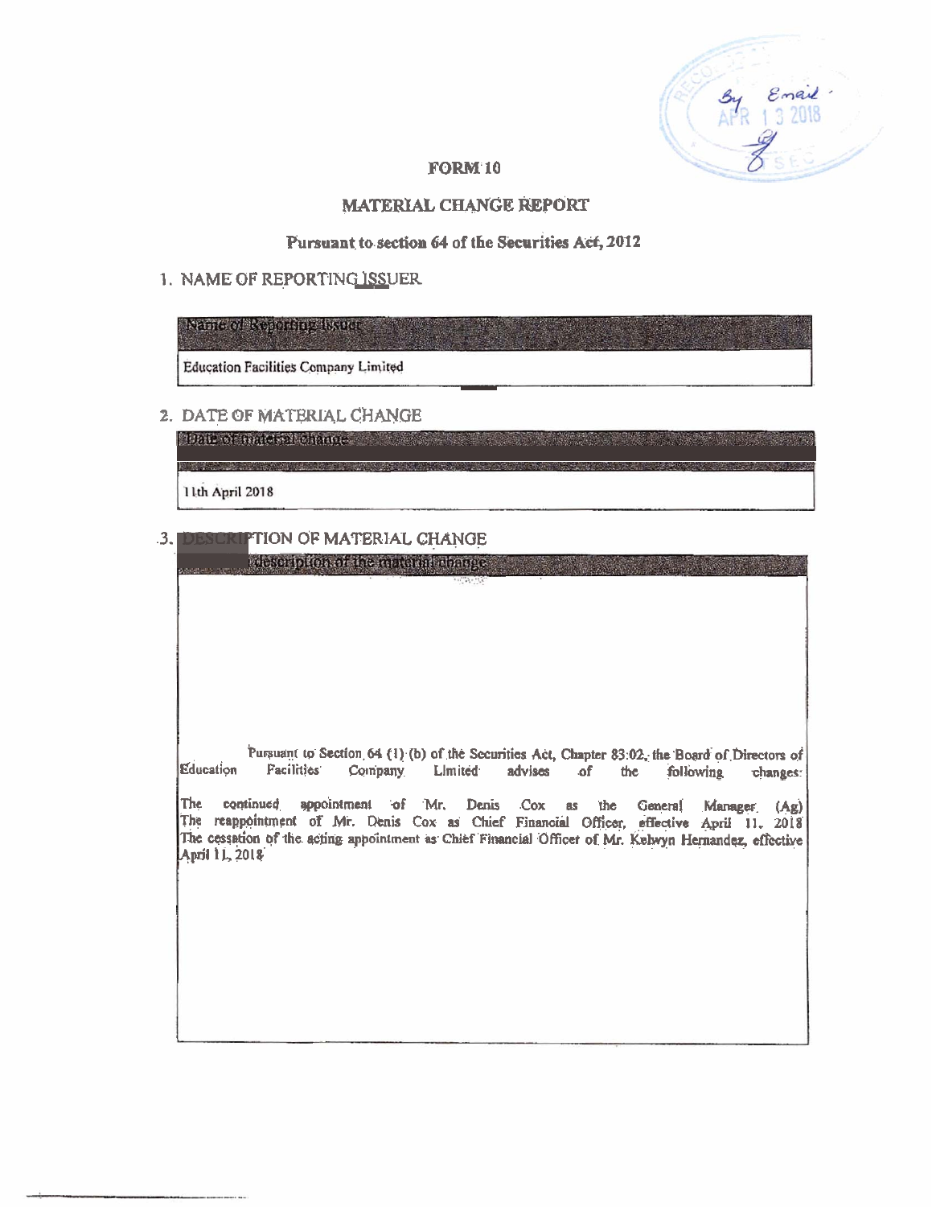# FORM 10

## MATERIAL CHANGE REPORT

### Pursuant to section 64 of the Securities Act, 2012

## 1. NAME OF REPORTING ISSUER

| Name of Reporting Issuer |
|---|
| Education Facilities Company Limited |

## 2. DATE OF MATERIAL CHANGE

| Date of material change |
|---|
| 11th April 2018 |

## 3. DESCRIPTION OF MATERIAL CHANGE

| Description of the material change |
|---|
| Pursuant to Section 64 (1) (b) of the Securities Act, Chapter 83:02, the Board of Directors of Education Facilities Company Limited advises of the following changes:<br><br>The continued appointment of Mr. Denis Cox as the General Manager (Ag)<br>The reappointment of Mr. Denis Cox as Chief Financial Officer, effective April 11, 2018<br>The cessation of the acting appointment as Chief Financial Officer of Mr. Kelwyn Hernandez, effective April 11, 2018 |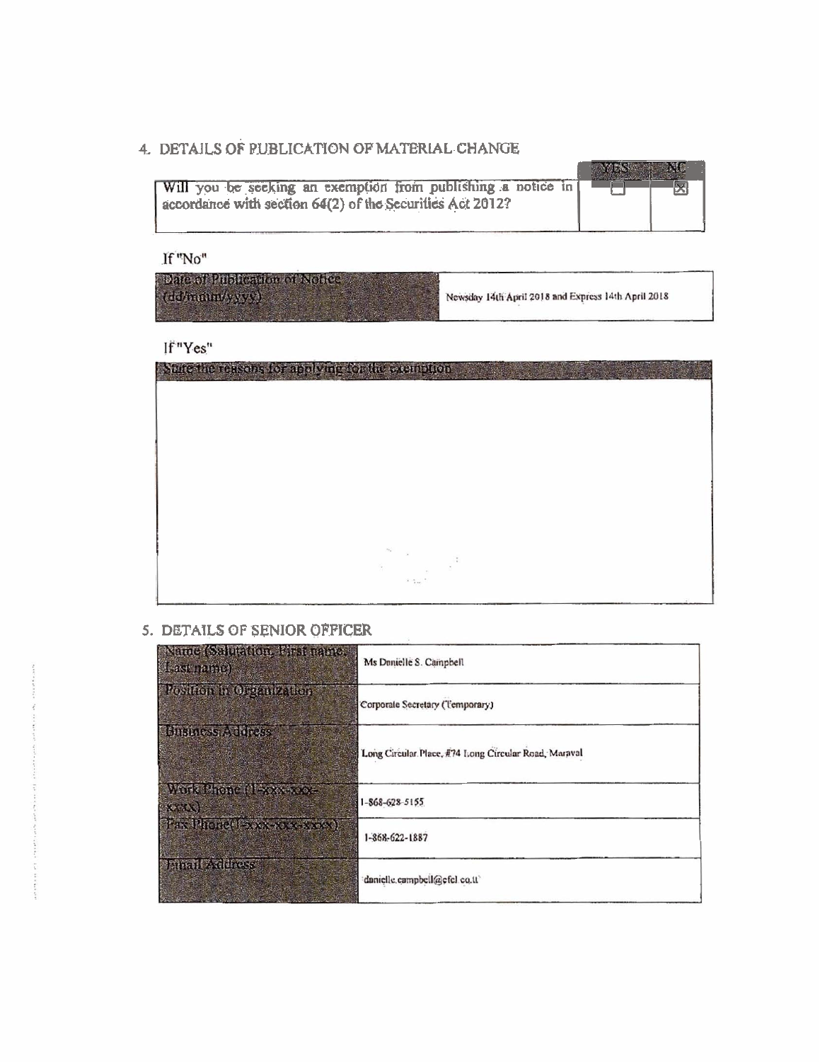## 4. DETAILS OF PUBLICATION OF MATERIAL CHANGE

| | YES | NO |
|---|---|---|
| Will you be seeking an exemption from publishing a notice in accordance with section 64(2) of the Securities Act 2012? | ☐ | ☒ |

If "No"

| Date of Publication of Notice (dd/mmm/yyyy) | Newsday 14th April 2018 and Express 14th April 2018 |
|---|---|

If "Yes"

| State the reasons for applying for the exemption |
|---|
| |

## 5. DETAILS OF SENIOR OFFICER

| Name (Salutation, First name, Last name) | Ms Danielle S. Campbell |
|---|---|
| Position in Organization | Corporate Secretary (Temporary) |
| Business Address | Long Circular Place, #74 Long Circular Road, Maraval |
| Work Phone (1-xxx-xxx-xxxx) | 1-868-628-5155 |
| Fax Phone (1-xxx-xxx-xxxx) | 1-868-622-1887 |
| Email Address | danielle.campbell@cfcl.co.tt |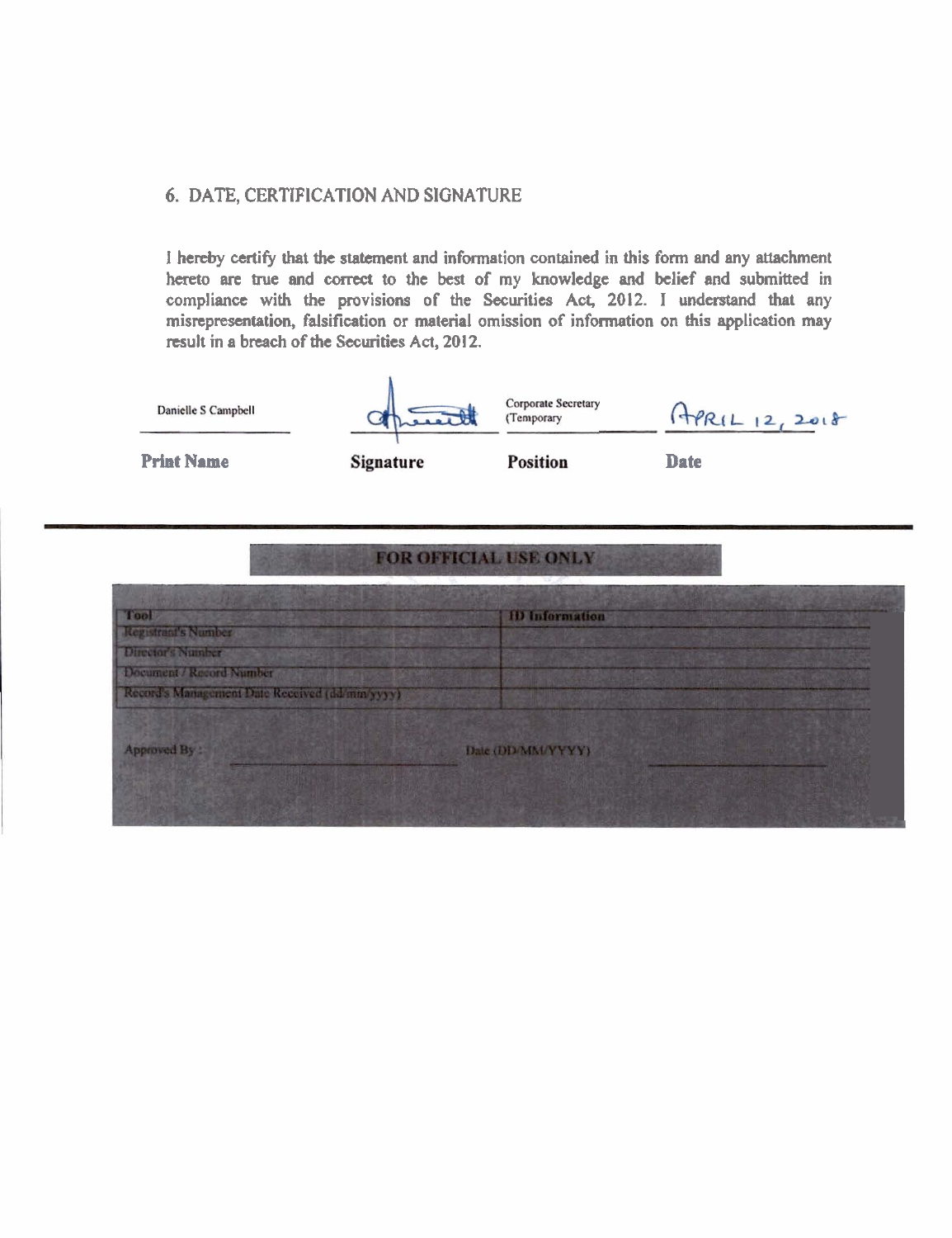## 6. DATE, CERTIFICATION AND SIGNATURE

I hereby certify that the statement and information contained in this form and any attachment hereto are true and correct to the best of my knowledge and belief and submitted in compliance with the provisions of the Securities Act, 2012. I understand that any misrepresentation, falsification or material omission of information on this application may result in a breach of the Securities Act, 2012.

| Print Name | Signature | Position | Date |
|---|---|---|---|
| Danielle S Campbell | [signature] | Corporate Secretary (Temporary | APRIL 12, 2018 |

**FOR OFFICIAL USE ONLY**

| Tool | ID Information |
|---|---|
| Registrant's Number | |
| Director's Number | |
| Document / Record Number | |
| Record's Management Date Received (dd/mm/yyyy) | |

Approved By : ____________________ Date (DD/MM/YYYY) ____________________